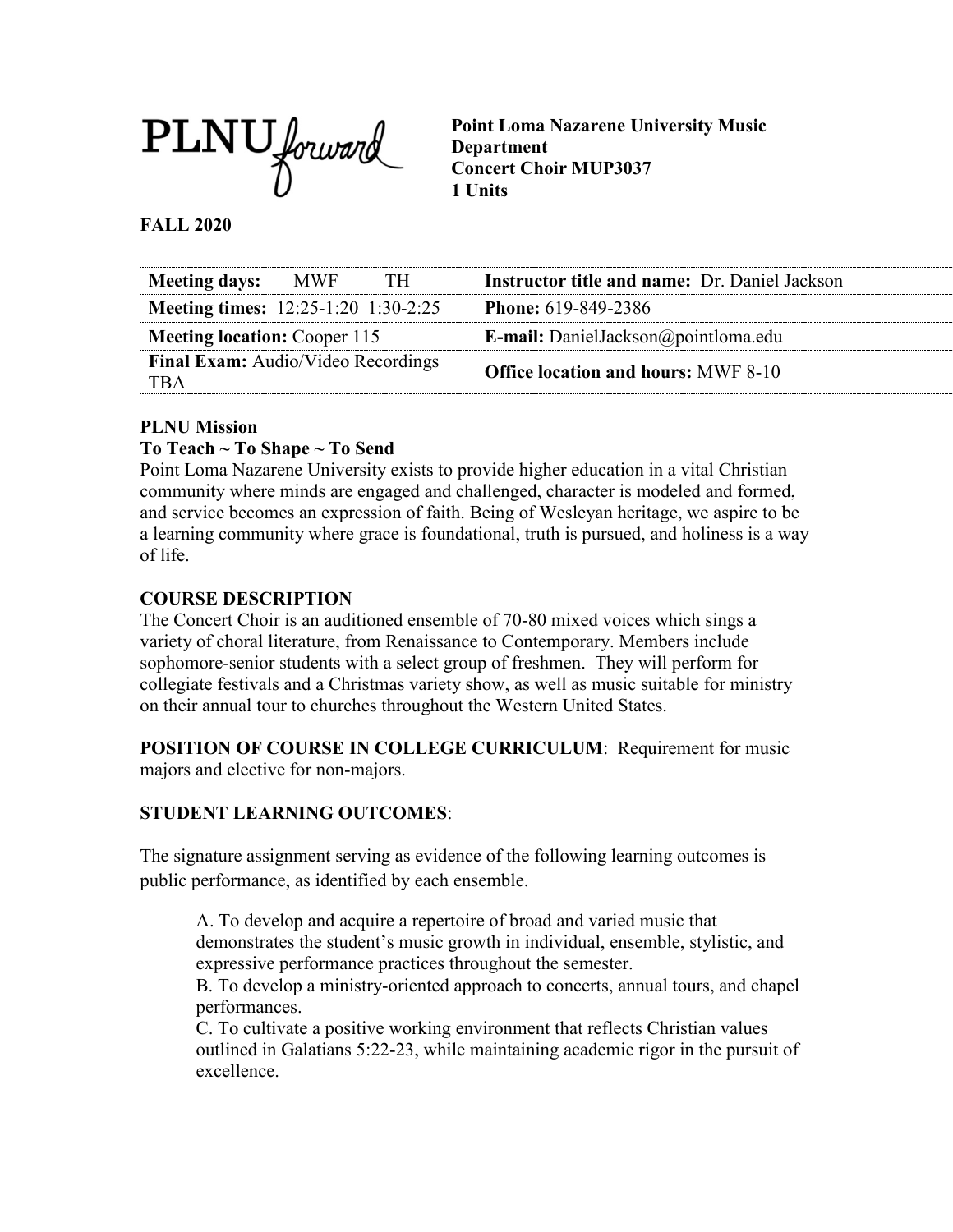PLNU forward

**Point Loma Nazarene University Music Department**
**Concert Choir MUP3037**
**1 Units**

**FALL 2020**

| **Meeting days:** MWF TH | **Instructor title and name:** Dr. Daniel Jackson |
|---|---|
| **Meeting times:** 12:25-1:20 1:30-2:25 | **Phone:** 619-849-2386 |
| **Meeting location:** Cooper 115 | **E-mail:** DanielJackson@pointloma.edu |
| **Final Exam:** Audio/Video Recordings TBA | **Office location and hours:** MWF 8-10 |

**PLNU Mission**
**To Teach ~ To Shape ~ To Send**

Point Loma Nazarene University exists to provide higher education in a vital Christian community where minds are engaged and challenged, character is modeled and formed, and service becomes an expression of faith. Being of Wesleyan heritage, we aspire to be a learning community where grace is foundational, truth is pursued, and holiness is a way of life.

**COURSE DESCRIPTION**

The Concert Choir is an auditioned ensemble of 70-80 mixed voices which sings a variety of choral literature, from Renaissance to Contemporary. Members include sophomore-senior students with a select group of freshmen. They will perform for collegiate festivals and a Christmas variety show, as well as music suitable for ministry on their annual tour to churches throughout the Western United States.

**POSITION OF COURSE IN COLLEGE CURRICULUM**: Requirement for music majors and elective for non-majors.

**STUDENT LEARNING OUTCOMES**:

The signature assignment serving as evidence of the following learning outcomes is public performance, as identified by each ensemble.

A. To develop and acquire a repertoire of broad and varied music that demonstrates the student's music growth in individual, ensemble, stylistic, and expressive performance practices throughout the semester.
B. To develop a ministry-oriented approach to concerts, annual tours, and chapel performances.
C. To cultivate a positive working environment that reflects Christian values outlined in Galatians 5:22-23, while maintaining academic rigor in the pursuit of excellence.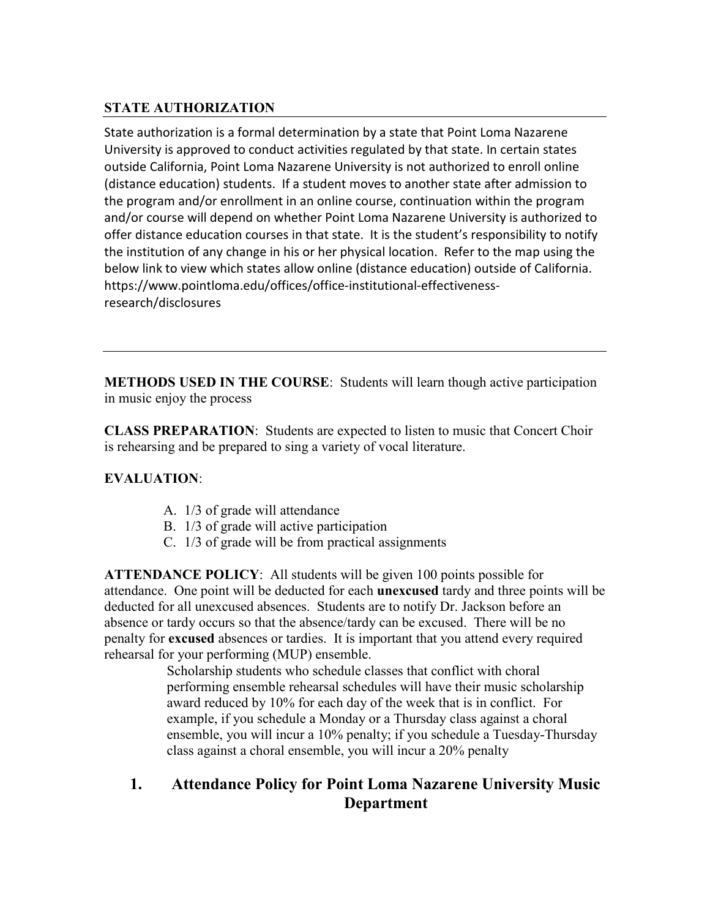**STATE AUTHORIZATION**

State authorization is a formal determination by a state that Point Loma Nazarene University is approved to conduct activities regulated by that state. In certain states outside California, Point Loma Nazarene University is not authorized to enroll online (distance education) students. If a student moves to another state after admission to the program and/or enrollment in an online course, continuation within the program and/or course will depend on whether Point Loma Nazarene University is authorized to offer distance education courses in that state. It is the student's responsibility to notify the institution of any change in his or her physical location. Refer to the map using the below link to view which states allow online (distance education) outside of California. https://www.pointloma.edu/offices/office-institutional-effectiveness-research/disclosures

---

**METHODS USED IN THE COURSE**: Students will learn though active participation in music enjoy the process

**CLASS PREPARATION**: Students are expected to listen to music that Concert Choir is rehearsing and be prepared to sing a variety of vocal literature.

**EVALUATION**:

A. 1/3 of grade will attendance
B. 1/3 of grade will active participation
C. 1/3 of grade will be from practical assignments

**ATTENDANCE POLICY**: All students will be given 100 points possible for attendance. One point will be deducted for each **unexcused** tardy and three points will be deducted for all unexcused absences. Students are to notify Dr. Jackson before an absence or tardy occurs so that the absence/tardy can be excused. There will be no penalty for **excused** absences or tardies. It is important that you attend every required rehearsal for your performing (MUP) ensemble.

> Scholarship students who schedule classes that conflict with choral performing ensemble rehearsal schedules will have their music scholarship award reduced by 10% for each day of the week that is in conflict. For example, if you schedule a Monday or a Thursday class against a choral ensemble, you will incur a 10% penalty; if you schedule a Tuesday-Thursday class against a choral ensemble, you will incur a 20% penalty

## 1. Attendance Policy for Point Loma Nazarene University Music Department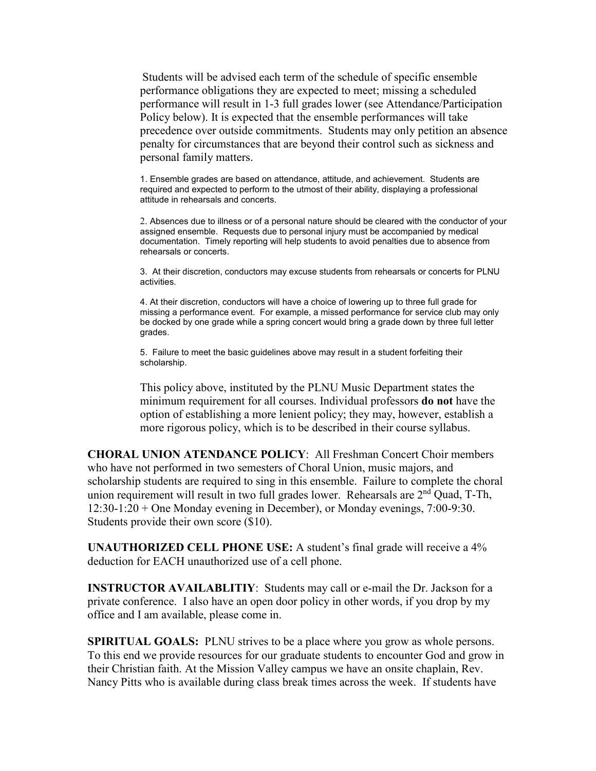Students will be advised each term of the schedule of specific ensemble performance obligations they are expected to meet; missing a scheduled performance will result in 1-3 full grades lower (see Attendance/Participation Policy below). It is expected that the ensemble performances will take precedence over outside commitments. Students may only petition an absence penalty for circumstances that are beyond their control such as sickness and personal family matters.

1. Ensemble grades are based on attendance, attitude, and achievement. Students are required and expected to perform to the utmost of their ability, displaying a professional attitude in rehearsals and concerts.

2. Absences due to illness or of a personal nature should be cleared with the conductor of your assigned ensemble. Requests due to personal injury must be accompanied by medical documentation. Timely reporting will help students to avoid penalties due to absence from rehearsals or concerts.

3. At their discretion, conductors may excuse students from rehearsals or concerts for PLNU activities.

4. At their discretion, conductors will have a choice of lowering up to three full grade for missing a performance event. For example, a missed performance for service club may only be docked by one grade while a spring concert would bring a grade down by three full letter grades.

5. Failure to meet the basic guidelines above may result in a student forfeiting their scholarship.

This policy above, instituted by the PLNU Music Department states the minimum requirement for all courses. Individual professors **do not** have the option of establishing a more lenient policy; they may, however, establish a more rigorous policy, which is to be described in their course syllabus.

**CHORAL UNION ATENDANCE POLICY**: All Freshman Concert Choir members who have not performed in two semesters of Choral Union, music majors, and scholarship students are required to sing in this ensemble. Failure to complete the choral union requirement will result in two full grades lower. Rehearsals are 2nd Quad, T-Th, 12:30-1:20 + One Monday evening in December), or Monday evenings, 7:00-9:30. Students provide their own score ($10).

**UNAUTHORIZED CELL PHONE USE:** A student's final grade will receive a 4% deduction for EACH unauthorized use of a cell phone.

**INSTRUCTOR AVAILABLITIY**: Students may call or e-mail the Dr. Jackson for a private conference. I also have an open door policy in other words, if you drop by my office and I am available, please come in.

**SPIRITUAL GOALS:** PLNU strives to be a place where you grow as whole persons. To this end we provide resources for our graduate students to encounter God and grow in their Christian faith. At the Mission Valley campus we have an onsite chaplain, Rev. Nancy Pitts who is available during class break times across the week. If students have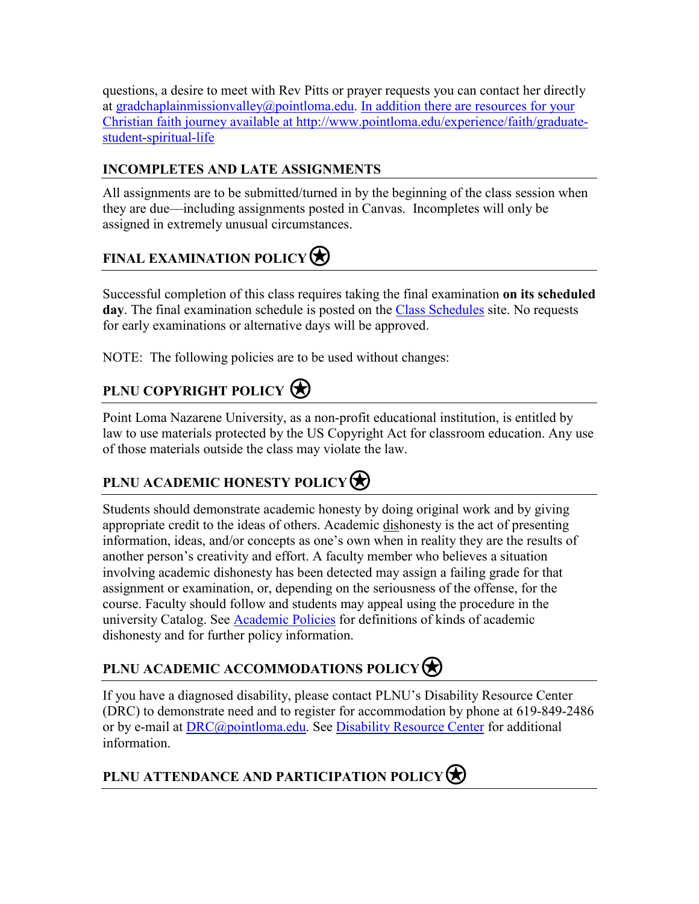questions, a desire to meet with Rev Pitts or prayer requests you can contact her directly at gradchaplainmissionvalley@pointloma.edu. In addition there are resources for your Christian faith journey available at http://www.pointloma.edu/experience/faith/graduate-student-spiritual-life

## INCOMPLETES AND LATE ASSIGNMENTS

All assignments are to be submitted/turned in by the beginning of the class session when they are due—including assignments posted in Canvas. Incompletes will only be assigned in extremely unusual circumstances.

## FINAL EXAMINATION POLICY

Successful completion of this class requires taking the final examination **on its scheduled day**. The final examination schedule is posted on the Class Schedules site. No requests for early examinations or alternative days will be approved.

NOTE: The following policies are to be used without changes:

## PLNU COPYRIGHT POLICY

Point Loma Nazarene University, as a non-profit educational institution, is entitled by law to use materials protected by the US Copyright Act for classroom education. Any use of those materials outside the class may violate the law.

## PLNU ACADEMIC HONESTY POLICY

Students should demonstrate academic honesty by doing original work and by giving appropriate credit to the ideas of others. Academic dishonesty is the act of presenting information, ideas, and/or concepts as one's own when in reality they are the results of another person's creativity and effort. A faculty member who believes a situation involving academic dishonesty has been detected may assign a failing grade for that assignment or examination, or, depending on the seriousness of the offense, for the course. Faculty should follow and students may appeal using the procedure in the university Catalog. See Academic Policies for definitions of kinds of academic dishonesty and for further policy information.

## PLNU ACADEMIC ACCOMMODATIONS POLICY

If you have a diagnosed disability, please contact PLNU's Disability Resource Center (DRC) to demonstrate need and to register for accommodation by phone at 619-849-2486 or by e-mail at DRC@pointloma.edu. See Disability Resource Center for additional information.

## PLNU ATTENDANCE AND PARTICIPATION POLICY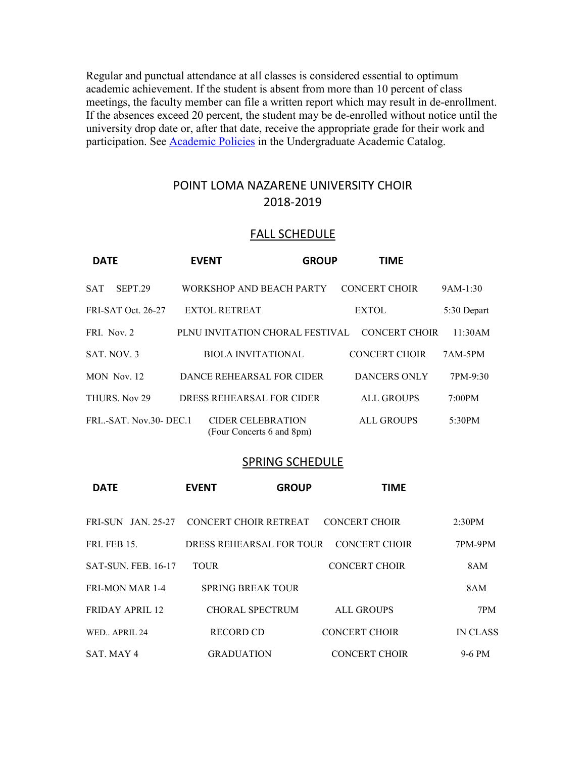Regular and punctual attendance at all classes is considered essential to optimum academic achievement. If the student is absent from more than 10 percent of class meetings, the faculty member can file a written report which may result in de-enrollment. If the absences exceed 20 percent, the student may be de-enrolled without notice until the university drop date or, after that date, receive the appropriate grade for their work and participation. See [Academic Policies](Academic Policies) in the Undergraduate Academic Catalog.

## POINT LOMA NAZARENE UNIVERSITY CHOIR
## 2018-2019

### FALL SCHEDULE

| DATE | EVENT | GROUP | TIME |
|---|---|---|---|
| SAT SEPT.29 | WORKSHOP AND BEACH PARTY | CONCERT CHOIR | 9AM-1:30 |
| FRI-SAT Oct. 26-27 | EXTOL RETREAT | EXTOL | 5:30 Depart |
| FRI. Nov. 2 | PLNU INVITATION CHORAL FESTIVAL | CONCERT CHOIR | 11:30AM |
| SAT. NOV. 3 | BIOLA INVITATIONAL | CONCERT CHOIR | 7AM-5PM |
| MON Nov. 12 | DANCE REHEARSAL FOR CIDER | DANCERS ONLY | 7PM-9:30 |
| THURS. Nov 29 | DRESS REHEARSAL FOR CIDER | ALL GROUPS | 7:00PM |
| FRI..-SAT. Nov.30- DEC.1 | CIDER CELEBRATION (Four Concerts 6 and 8pm) | ALL GROUPS | 5:30PM |

### SPRING SCHEDULE

| DATE | EVENT | GROUP | TIME |
|---|---|---|---|
| FRI-SUN JAN. 25-27 | CONCERT CHOIR RETREAT | CONCERT CHOIR | 2:30PM |
| FRI. FEB 15. | DRESS REHEARSAL FOR TOUR | CONCERT CHOIR | 7PM-9PM |
| SAT-SUN. FEB. 16-17 | TOUR | CONCERT CHOIR | 8AM |
| FRI-MON MAR 1-4 | SPRING BREAK TOUR | | 8AM |
| FRIDAY APRIL 12 | CHORAL SPECTRUM | ALL GROUPS | 7PM |
| WED.. APRIL 24 | RECORD CD | CONCERT CHOIR | IN CLASS |
| SAT. MAY 4 | GRADUATION | CONCERT CHOIR | 9-6 PM |